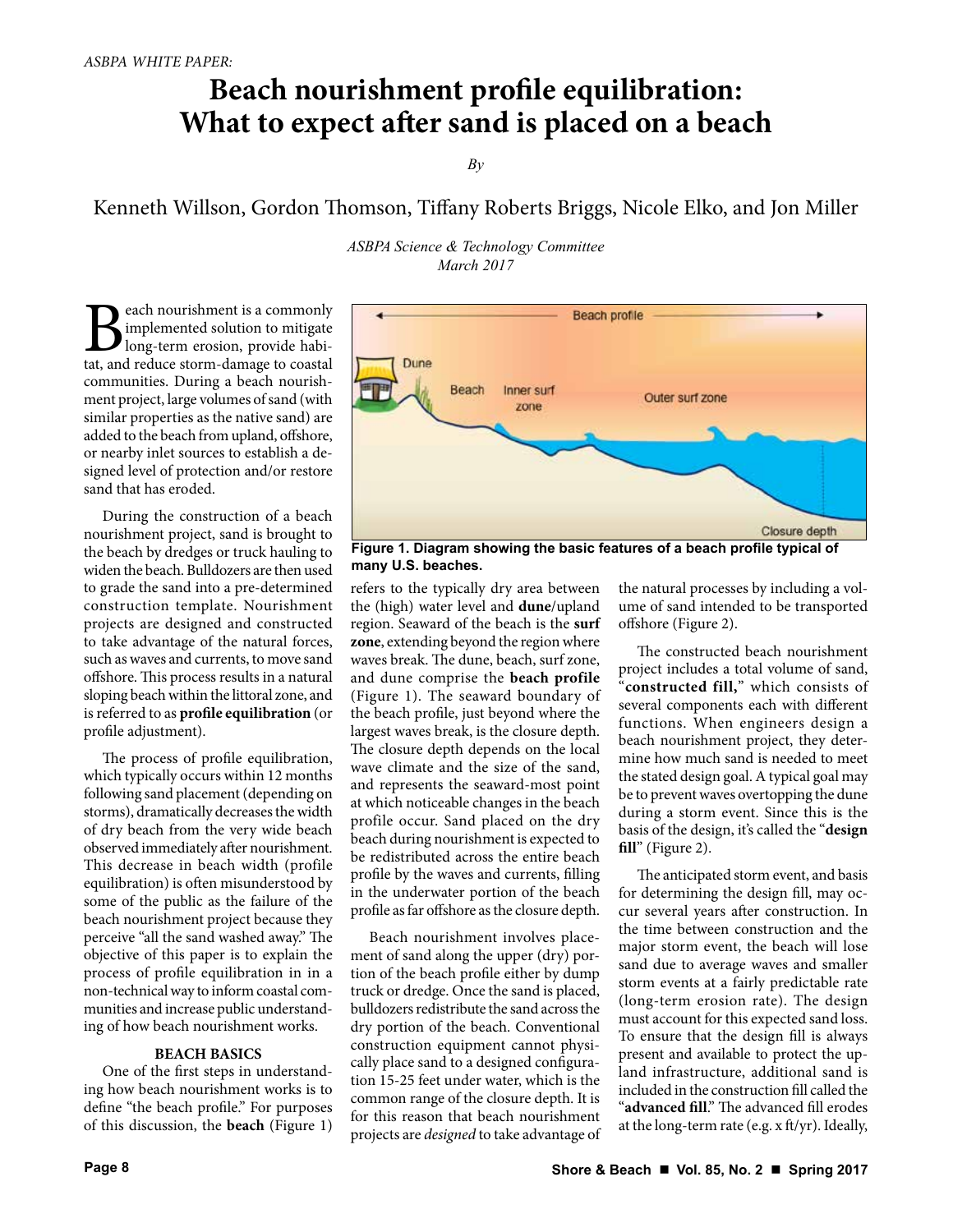*ASBPA WHITE PAPER:*

# Beach nourishment profile equilibration: What to expect after sand is placed on a beach

*By*

Kenneth Willson, Gordon Thomson, Tiffany Roberts Briggs, Nicole Elko, and Jon Miller

*ASBPA Science & Technology Committee*
*March 2017*

Beach nourishment is a commonly implemented solution to mitigate long-term erosion, provide habitat, and reduce storm-damage to coastal communities. During a beach nourishment project, large volumes of sand (with similar properties as the native sand) are added to the beach from upland, offshore, or nearby inlet sources to establish a designed level of protection and/or restore sand that has eroded.

During the construction of a beach nourishment project, sand is brought to the beach by dredges or truck hauling to widen the beach. Bulldozers are then used to grade the sand into a pre-determined construction template. Nourishment projects are designed and constructed to take advantage of the natural forces, such as waves and currents, to move sand offshore. This process results in a natural sloping beach within the littoral zone, and is referred to as **profile equilibration** (or profile adjustment).

The process of profile equilibration, which typically occurs within 12 months following sand placement (depending on storms), dramatically decreases the width of dry beach from the very wide beach observed immediately after nourishment. This decrease in beach width (profile equilibration) is often misunderstood by some of the public as the failure of the beach nourishment project because they perceive "all the sand washed away." The objective of this paper is to explain the process of profile equilibration in in a non-technical way to inform coastal communities and increase public understanding of how beach nourishment works.

### BEACH BASICS

One of the first steps in understanding how beach nourishment works is to define "the beach profile." For purposes of this discussion, the **beach** (Figure 1) refers to the typically dry area between the (high) water level and **dune**/upland region. Seaward of the beach is the **surf zone**, extending beyond the region where waves break. The dune, beach, surf zone, and dune comprise the **beach profile** (Figure 1). The seaward boundary of the beach profile, just beyond where the largest waves break, is the closure depth. The closure depth depends on the local wave climate and the size of the sand, and represents the seaward-most point at which noticeable changes in the beach profile occur. Sand placed on the dry beach during nourishment is expected to be redistributed across the entire beach profile by the waves and currents, filling in the underwater portion of the beach profile as far offshore as the closure depth.

Beach profile
Dune
Beach
Inner surf zone
Outer surf zone
Closure depth

**Figure 1. Diagram showing the basic features of a beach profile typical of many U.S. beaches.**

Beach nourishment involves placement of sand along the upper (dry) portion of the beach profile either by dump truck or dredge. Once the sand is placed, bulldozers redistribute the sand across the dry portion of the beach. Conventional construction equipment cannot physically place sand to a designed configuration 15-25 feet under water, which is the common range of the closure depth. It is for this reason that beach nourishment projects are *designed* to take advantage of the natural processes by including a volume of sand intended to be transported offshore (Figure 2).

The constructed beach nourishment project includes a total volume of sand, "**constructed fill,**" which consists of several components each with different functions. When engineers design a beach nourishment project, they determine how much sand is needed to meet the stated design goal. A typical goal may be to prevent waves overtopping the dune during a storm event. Since this is the basis of the design, it's called the "**design fill**" (Figure 2).

The anticipated storm event, and basis for determining the design fill, may occur several years after construction. In the time between construction and the major storm event, the beach will lose sand due to average waves and smaller storm events at a fairly predictable rate (long-term erosion rate). The design must account for this expected sand loss. To ensure that the design fill is always present and available to protect the upland infrastructure, additional sand is included in the construction fill called the "**advanced fill**." The advanced fill erodes at the long-term rate (e.g. x ft/yr). Ideally,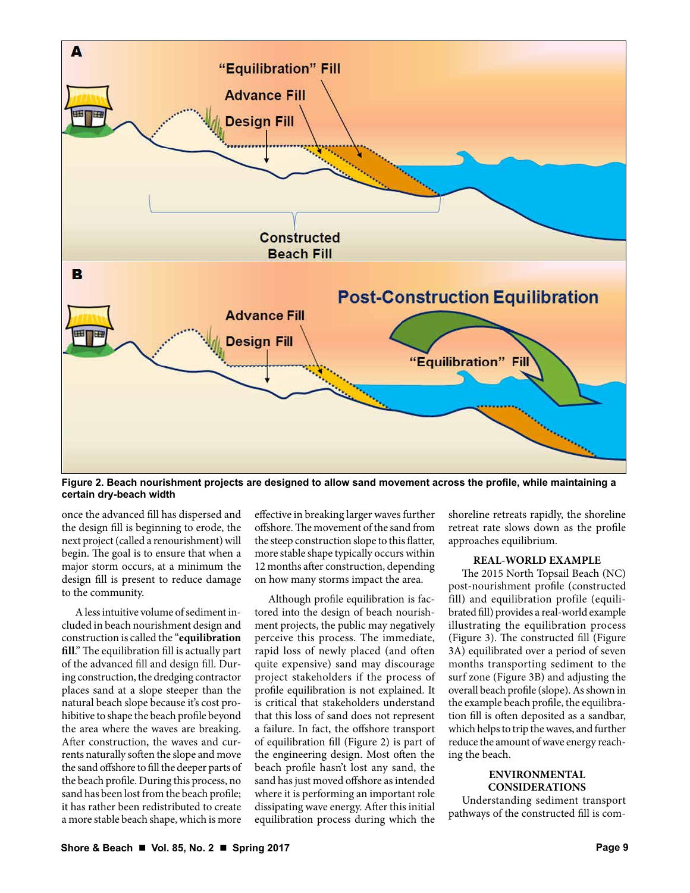A

"Equilibration" Fill

Advance Fill

Design Fill

Constructed Beach Fill

B

Post-Construction Equilibration

Advance Fill

Design Fill

"Equilibration" Fill

**Figure 2. Beach nourishment projects are designed to allow sand movement across the profile, while maintaining a certain dry-beach width**

once the advanced fill has dispersed and the design fill is beginning to erode, the next project (called a renourishment) will begin. The goal is to ensure that when a major storm occurs, at a minimum the design fill is present to reduce damage to the community.

A less intuitive volume of sediment included in beach nourishment design and construction is called the "**equilibration fill**." The equilibration fill is actually part of the advanced fill and design fill. During construction, the dredging contractor places sand at a slope steeper than the natural beach slope because it's cost prohibitive to shape the beach profile beyond the area where the waves are breaking. After construction, the waves and currents naturally soften the slope and move the sand offshore to fill the deeper parts of the beach profile. During this process, no sand has been lost from the beach profile; it has rather been redistributed to create a more stable beach shape, which is more effective in breaking larger waves further offshore. The movement of the sand from the steep construction slope to this flatter, more stable shape typically occurs within 12 months after construction, depending on how many storms impact the area.

Although profile equilibration is factored into the design of beach nourishment projects, the public may negatively perceive this process. The immediate, rapid loss of newly placed (and often quite expensive) sand may discourage project stakeholders if the process of profile equilibration is not explained. It is critical that stakeholders understand that this loss of sand does not represent a failure. In fact, the offshore transport of equilibration fill (Figure 2) is part of the engineering design. Most often the beach profile hasn't lost any sand, the sand has just moved offshore as intended where it is performing an important role dissipating wave energy. After this initial equilibration process during which the shoreline retreats rapidly, the shoreline retreat rate slows down as the profile approaches equilibrium.

## REAL-WORLD EXAMPLE

The 2015 North Topsail Beach (NC) post-nourishment profile (constructed fill) and equilibration profile (equilibrated fill) provides a real-world example illustrating the equilibration process (Figure 3). The constructed fill (Figure 3A) equilibrated over a period of seven months transporting sediment to the surf zone (Figure 3B) and adjusting the overall beach profile (slope). As shown in the example beach profile, the equilibration fill is often deposited as a sandbar, which helps to trip the waves, and further reduce the amount of wave energy reaching the beach.

## ENVIRONMENTAL CONSIDERATIONS

Understanding sediment transport pathways of the constructed fill is com-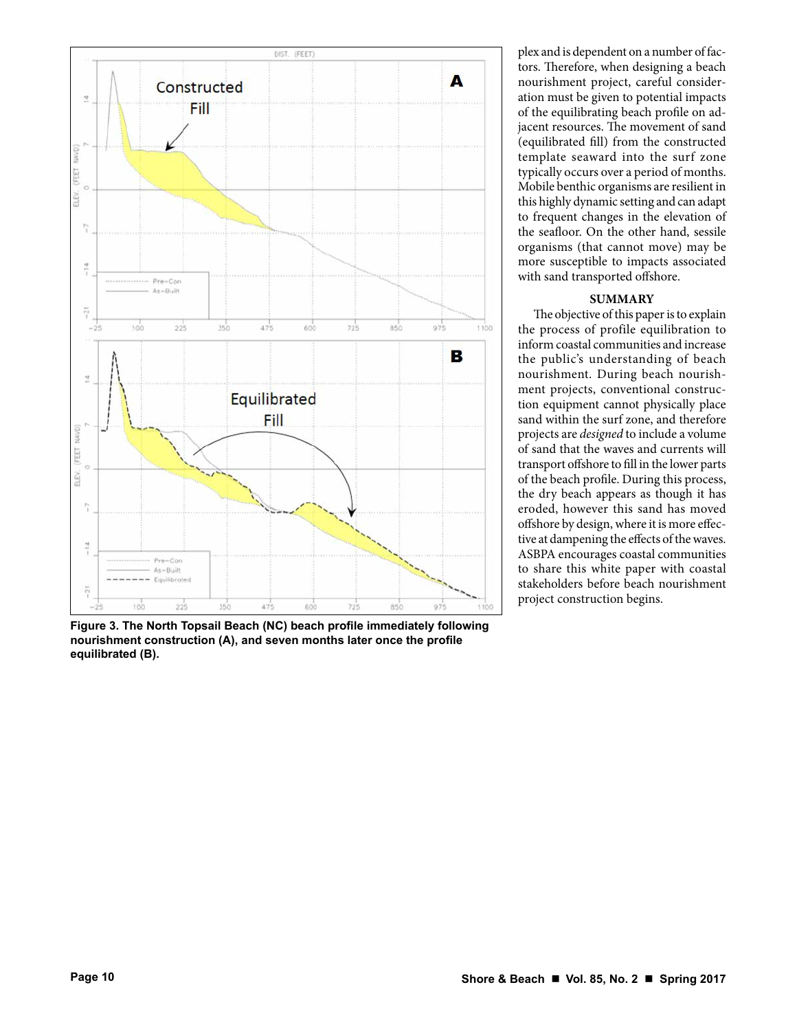DIST. (FEET)

A

Constructed Fill

ELEV. (FEET NAVD)

14

7

0

-7

-14

-21

Pre-Con

As-Built

-25 100 225 350 475 600 725 850 975 1100

B

Equilibrated Fill

ELEV. (FEET NAVD)

14

7

0

-7

-14

-21

Pre-Con

As-Built

Equilibrated

-25 100 225 350 475 600 725 850 975 1100

**Figure 3. The North Topsail Beach (NC) beach profile immediately following nourishment construction (A), and seven months later once the profile equilibrated (B).**

plex and is dependent on a number of factors. Therefore, when designing a beach nourishment project, careful consideration must be given to potential impacts of the equilibrating beach profile on adjacent resources. The movement of sand (equilibrated fill) from the constructed template seaward into the surf zone typically occurs over a period of months. Mobile benthic organisms are resilient in this highly dynamic setting and can adapt to frequent changes in the elevation of the seafloor. On the other hand, sessile organisms (that cannot move) may be more susceptible to impacts associated with sand transported offshore.

## SUMMARY

The objective of this paper is to explain the process of profile equilibration to inform coastal communities and increase the public's understanding of beach nourishment. During beach nourishment projects, conventional construction equipment cannot physically place sand within the surf zone, and therefore projects are *designed* to include a volume of sand that the waves and currents will transport offshore to fill in the lower parts of the beach profile. During this process, the dry beach appears as though it has eroded, however this sand has moved offshore by design, where it is more effective at dampening the effects of the waves. ASBPA encourages coastal communities to share this white paper with coastal stakeholders before beach nourishment project construction begins.